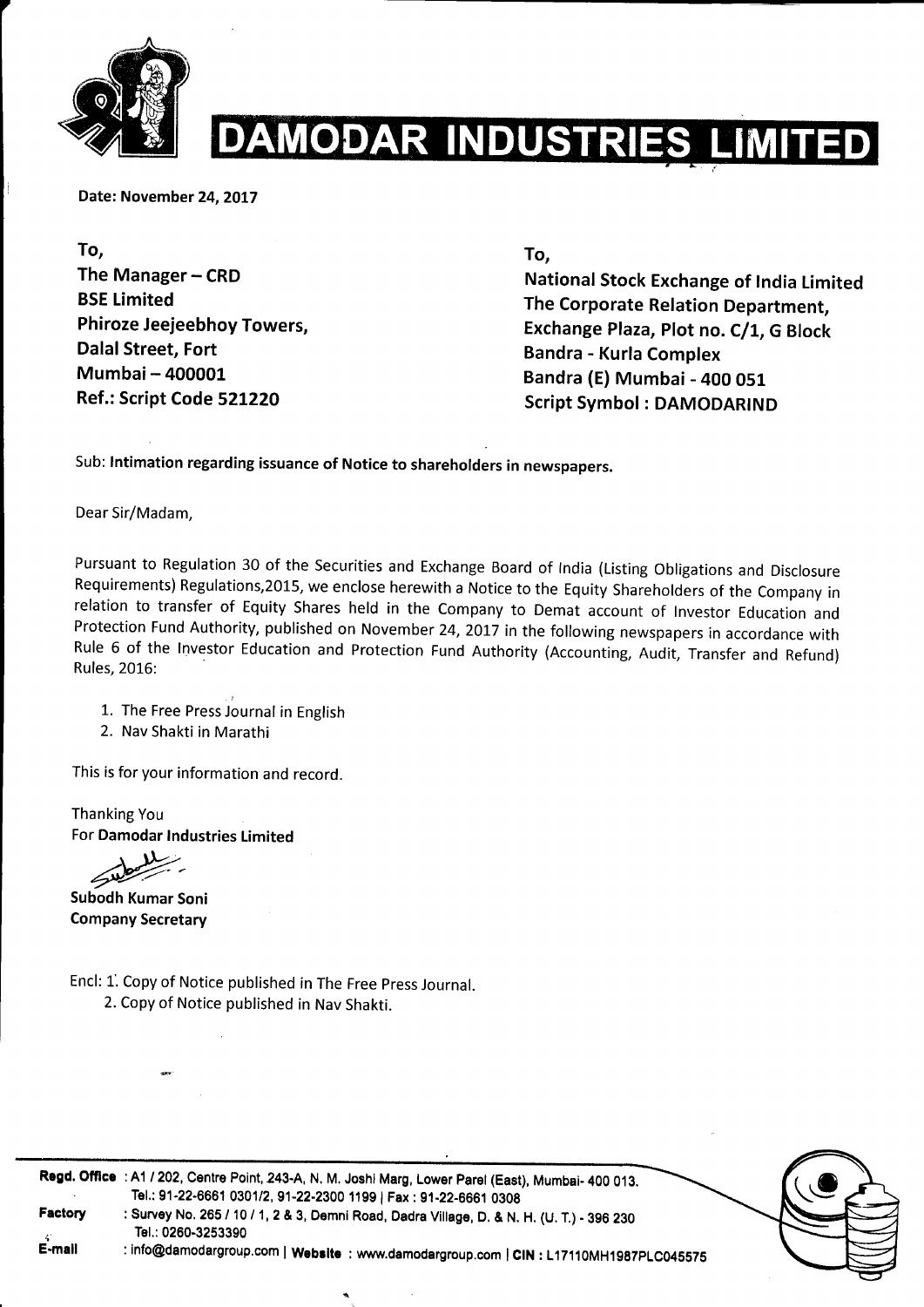# DAMODAR INDUSTRIES LIMITED

**Date: November 24, 2017**

**To,**
**The Manager – CRD**
**BSE Limited**
**Phiroze Jeejeebhoy Towers,**
**Dalal Street, Fort**
**Mumbai – 400001**
**Ref.: Script Code 521220**

**To,**
**National Stock Exchange of India Limited**
**The Corporate Relation Department,**
**Exchange Plaza, Plot no. C/1, G Block**
**Bandra - Kurla Complex**
**Bandra (E) Mumbai - 400 051**
**Script Symbol : DAMODARIND**

Sub: **Intimation regarding issuance of Notice to shareholders in newspapers.**

Dear Sir/Madam,

Pursuant to Regulation 30 of the Securities and Exchange Board of India (Listing Obligations and Disclosure Requirements) Regulations,2015, we enclose herewith a Notice to the Equity Shareholders of the Company in relation to transfer of Equity Shares held in the Company to Demat account of Investor Education and Protection Fund Authority, published on November 24, 2017 in the following newspapers in accordance with Rule 6 of the Investor Education and Protection Fund Authority (Accounting, Audit, Transfer and Refund) Rules, 2016:

1. The Free Press Journal in English
2. Nav Shakti in Marathi

This is for your information and record.

Thanking You
For **Damodar Industries Limited**

**Subodh Kumar Soni**
**Company Secretary**

Encl: 1. Copy of Notice published in The Free Press Journal.
2. Copy of Notice published in Nav Shakti.

**Regd. Office** : A1 / 202, Centre Point, 243-A, N. M. Joshi Marg, Lower Parel (East), Mumbai- 400 013.
Tel.: 91-22-6661 0301/2, 91-22-2300 1199 | Fax : 91-22-6661 0308
**Factory** : Survey No. 265 / 10 / 1, 2 & 3, Demni Road, Dadra Village, D. & N. H. (U. T.) - 396 230
Tel.: 0260-3253390
**E-mail** : info@damodargroup.com | **Website** : www.damodargroup.com | **CIN : L17110MH1987PLC045575**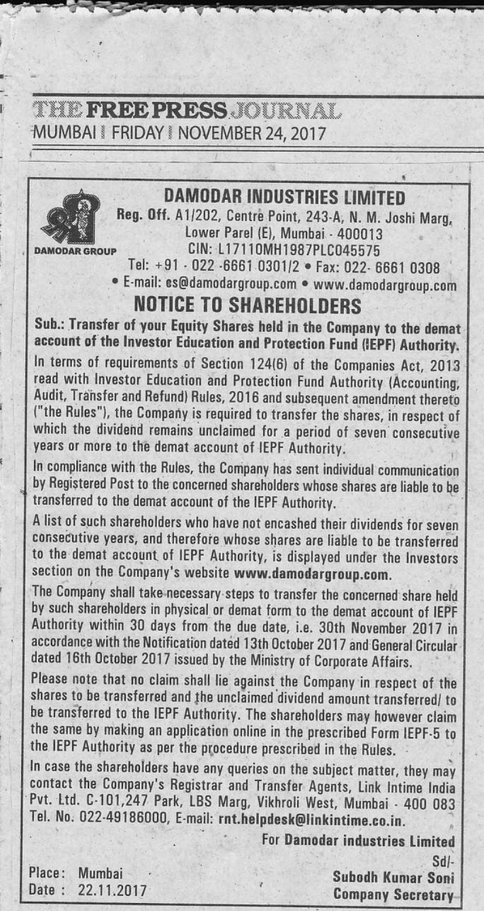THE FREE PRESS JOURNAL
MUMBAI | FRIDAY | NOVEMBER 24, 2017

DAMODAR GROUP

# DAMODAR INDUSTRIES LIMITED

**Reg. Off.** A1/202, Centre Point, 243-A, N. M. Joshi Marg, Lower Parel (E), Mumbai - 400013
CIN: L17110MH1987PLC045575
Tel: +91 - 022 -6661 0301/2 • Fax: 022- 6661 0308
• E-mail: cs@damodargroup.com • www.damodargroup.com

## NOTICE TO SHAREHOLDERS

**Sub.: Transfer of your Equity Shares held in the Company to the demat account of the Investor Education and Protection Fund (IEPF) Authority.**

In terms of requirements of Section 124(6) of the Companies Act, 2013 read with Investor Education and Protection Fund Authority (Accounting, Audit, Transfer and Refund) Rules, 2016 and subsequent amendment thereto ("the Rules"), the Company is required to transfer the shares, in respect of which the dividend remains unclaimed for a period of seven consecutive years or more to the demat account of IEPF Authority.

In compliance with the Rules, the Company has sent individual communication by Registered Post to the concerned shareholders whose shares are liable to be transferred to the demat account of the IEPF Authority.

A list of such shareholders who have not encashed their dividends for seven consecutive years, and therefore whose shares are liable to be transferred to the demat account of IEPF Authority, is displayed under the Investors section on the Company's website **www.damodargroup.com**.

The Company shall take necessary steps to transfer the concerned share held by such shareholders in physical or demat form to the demat account of IEPF Authority within 30 days from the due date, i.e. 30th November 2017 in accordance with the Notification dated 13th October 2017 and General Circular dated 16th October 2017 issued by the Ministry of Corporate Affairs.

Please note that no claim shall lie against the Company in respect of the shares to be transferred and the unclaimed dividend amount transferred/ to be transferred to the IEPF Authority. The shareholders may however claim the same by making an application online in the prescribed Form IEPF-5 to the IEPF Authority as per the procedure prescribed in the Rules.

In case the shareholders have any queries on the subject matter, they may contact the Company's Registrar and Transfer Agents, Link Intime India Pvt. Ltd. C-101,247 Park, LBS Marg, Vikhroli West, Mumbai - 400 083 Tel. No. 022-49186000, E-mail: **rnt.helpdesk@linkintime.co.in**.

**For Damodar industries Limited**
Sd/-
**Subodh Kumar Soni**
**Company Secretary**

Place: Mumbai
Date : 22.11.2017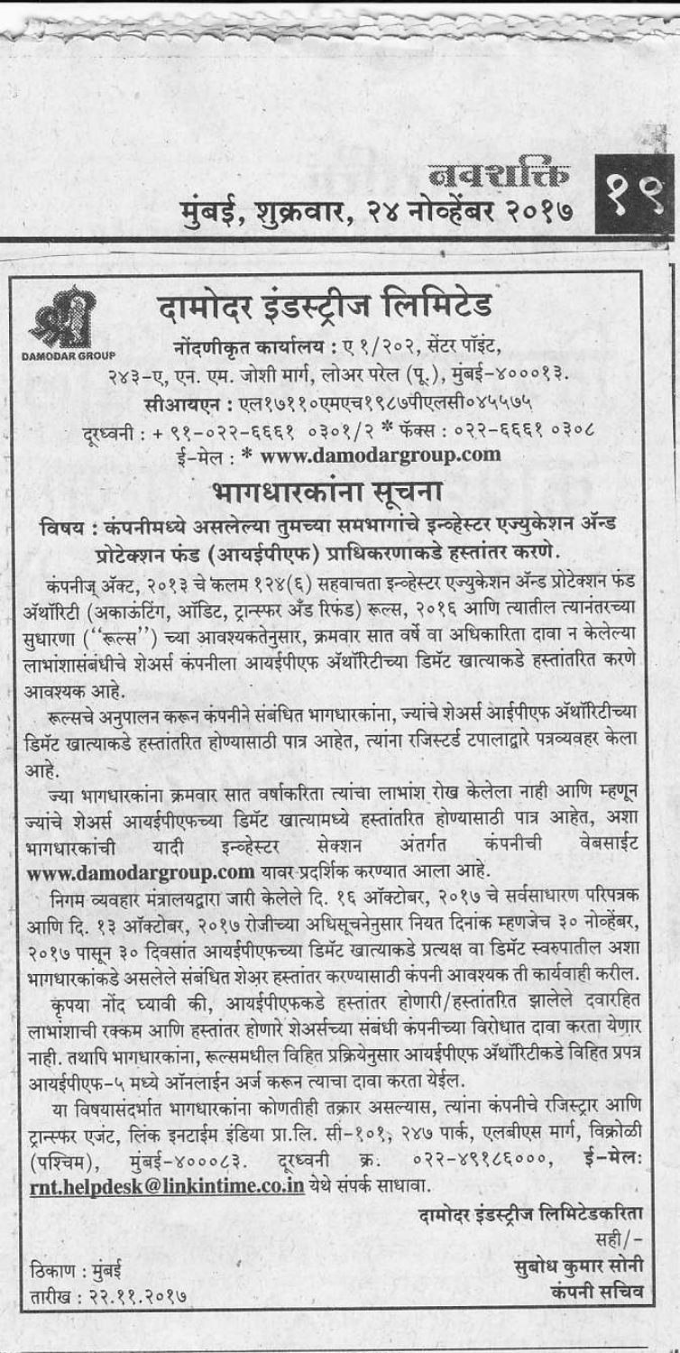नवशक्ति
मुंबई, शुक्रवार, २४ नोव्हेंबर २०१७

# दामोदर इंडस्ट्रीज लिमिटेड

DAMODAR GROUP

**नोंदणीकृत कार्यालय :** ए १/२०२, सेंटर पॉइंट, २४३-ए, एन. एम. जोशी मार्ग, लोअर परेल (पू.), मुंबई-४०००१३.

**सीआयएन :** एल१७११०एमएच१९८७पीएलसी०४५५७५

दूरध्वनी : + ९१-०२२-६६६१ ०३०१/२ * फॅक्स : ०२२-६६६१ ०३०८

ई-मेल : * www.damodargroup.com

## भागधारकांना सूचना

**विषय : कंपनीमध्ये असलेल्या तुमच्या समभागांचे इन्व्हेस्टर एज्युकेशन ॲन्ड प्रोटेक्शन फंड (आयईपीएफ) प्राधिकरणाकडे हस्तांतर करणे.**

कंपनीज् ॲक्ट, २०१३ चे कलम १२४(६) सहवाचता इन्व्हेस्टर एज्युकेशन ॲन्ड प्रोटेक्शन फंड ॲथॉरिटी (अकाऊंटिंग, ऑडिट, ट्रान्स्फर अँड रिफंड) रूल्स, २०१६ आणि त्यातील त्यानंतरच्या सुधारणा ("रूल्स") च्या आवश्यकतेनुसार, क्रमवार सात वर्षे वा अधिकारिता दावा न केलेल्या लाभांशासंबंधीचे शेअर्स कंपनीला आयईपीएफ ॲथॉरिटीच्या डिमॅट खात्याकडे हस्तांतरित करणे आवश्यक आहे.

रूल्सचे अनुपालन करून कंपनीने संबंधित भागधारकांना, ज्यांचे शेअर्स आईपीएफ ॲथॉरिटीच्या डिमॅट खात्याकडे हस्तांतरित होण्यासाठी पात्र आहेत, त्यांना रजिस्टर्ड टपालाद्वारे पत्रव्यवहार केला आहे.

ज्या भागधारकांना क्रमवार सात वर्षाकरिता त्यांचा लाभांश रोख केलेला नाही आणि म्हणून ज्यांचे शेअर्स आयईपीएफच्या डिमॅट खात्यामध्ये हस्तांतरित होण्यासाठी पात्र आहेत, अशा भागधारकांची यादी इन्व्हेस्टर सेक्शन अंतर्गत कंपनीची वेबसाईट **www.damodargroup.com** यावर प्रदर्शित करण्यात आला आहे.

निगम व्यवहार मंत्रालयद्वारा जारी केलेले दि. १६ ऑक्टोबर, २०१७ चे सर्वसाधारण परिपत्रक आणि दि. १३ ऑक्टोबर, २०१७ रोजीच्या अधिसूचनेनुसार नियत दिनांक म्हणजेच ३० नोव्हेंबर, २०१७ पासून ३० दिवसांत आयईपीएफच्या डिमॅट खात्याकडे प्रत्यक्ष वा डिमॅट स्वरुपातील अशा भागधारकांकडे असलेले संबंधित शेअर हस्तांतर करण्यासाठी कंपनी आवश्यक ती कार्यवाही करील.

कृपया नोंद घ्यावी की, आयईपीएफकडे हस्तांतर होणारी/हस्तांतरित झालेले दवारहित लाभांशाची रक्कम आणि हस्तांतर होणारे शेअर्सच्या संबंधी कंपनीच्या विरोधात दावा करता येणार नाही. तथापि भागधारकांना, रूल्समधील विहित प्रक्रियेनुसार आयईपीएफ ॲथॉरिटीकडे विहित प्रपत्र आयईपीएफ-५ मध्ये ऑनलाईन अर्ज करून त्याचा दावा करता येईल.

या विषयासंदर्भात भागधारकांना कोणतीही तक्रार असल्यास, त्यांना कंपनीचे रजिस्ट्रार आणि ट्रान्स्फर एजंट, लिंक इनटाईम इंडिया प्रा.लि. सी-१०१, २४७ पार्क, एलबीएस मार्ग, विक्रोळी (पश्चिम), मुंबई-४०००८३. दूरध्वनी क्र. ०२२-४९१८६०००, ई-मेल: **rnt.helpdesk@linkintime.co.in** येथे संपर्क साधावा.

दामोदर इंडस्ट्रीज लिमिटेडकरिता
सही/-
सुबोध कुमार सोनी
कंपनी सचिव

ठिकाण : मुंबई
तारीख : २२.११.२०१७